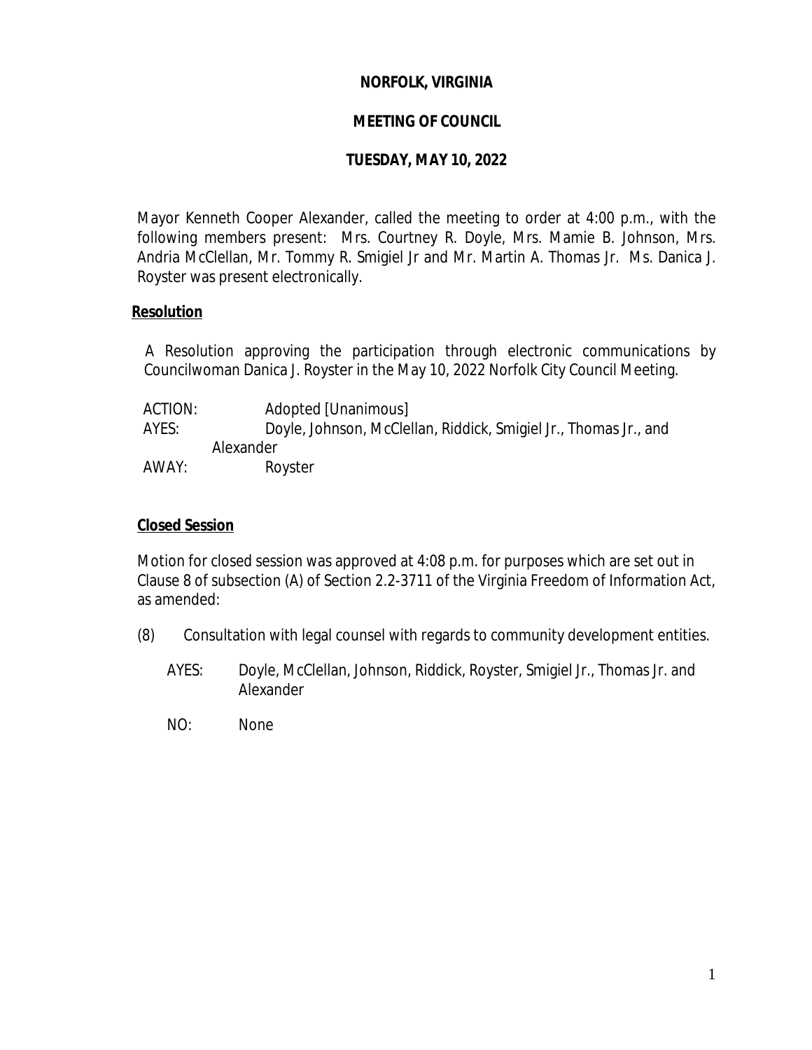# NORFOLK, VIRGINIA

## MEETING OF COUNCIL

## TUESDAY, MAY 10, 2022

Mayor Kenneth Cooper Alexander, called the meeting to order at 4:00 p.m., with the following members present: Mrs. Courtney R. Doyle, Mrs. Mamie B. Johnson, Mrs. Andria McClellan, Mr. Tommy R. Smigiel Jr and Mr. Martin A. Thomas Jr. Ms. Danica J. Royster was present electronically.

**Resolution**

A Resolution approving the participation through electronic communications by Councilwoman Danica J. Royster in the May 10, 2022 Norfolk City Council Meeting.

ACTION: Adopted [Unanimous]
AYES: Doyle, Johnson, McClellan, Riddick, Smigiel Jr., Thomas Jr., and Alexander
AWAY: Royster

**Closed Session**

Motion for closed session was approved at 4:08 p.m. for purposes which are set out in Clause 8 of subsection (A) of Section 2.2-3711 of the Virginia Freedom of Information Act, as amended:

(8) Consultation with legal counsel with regards to community development entities.

AYES: Doyle, McClellan, Johnson, Riddick, Royster, Smigiel Jr., Thomas Jr. and Alexander

NO: None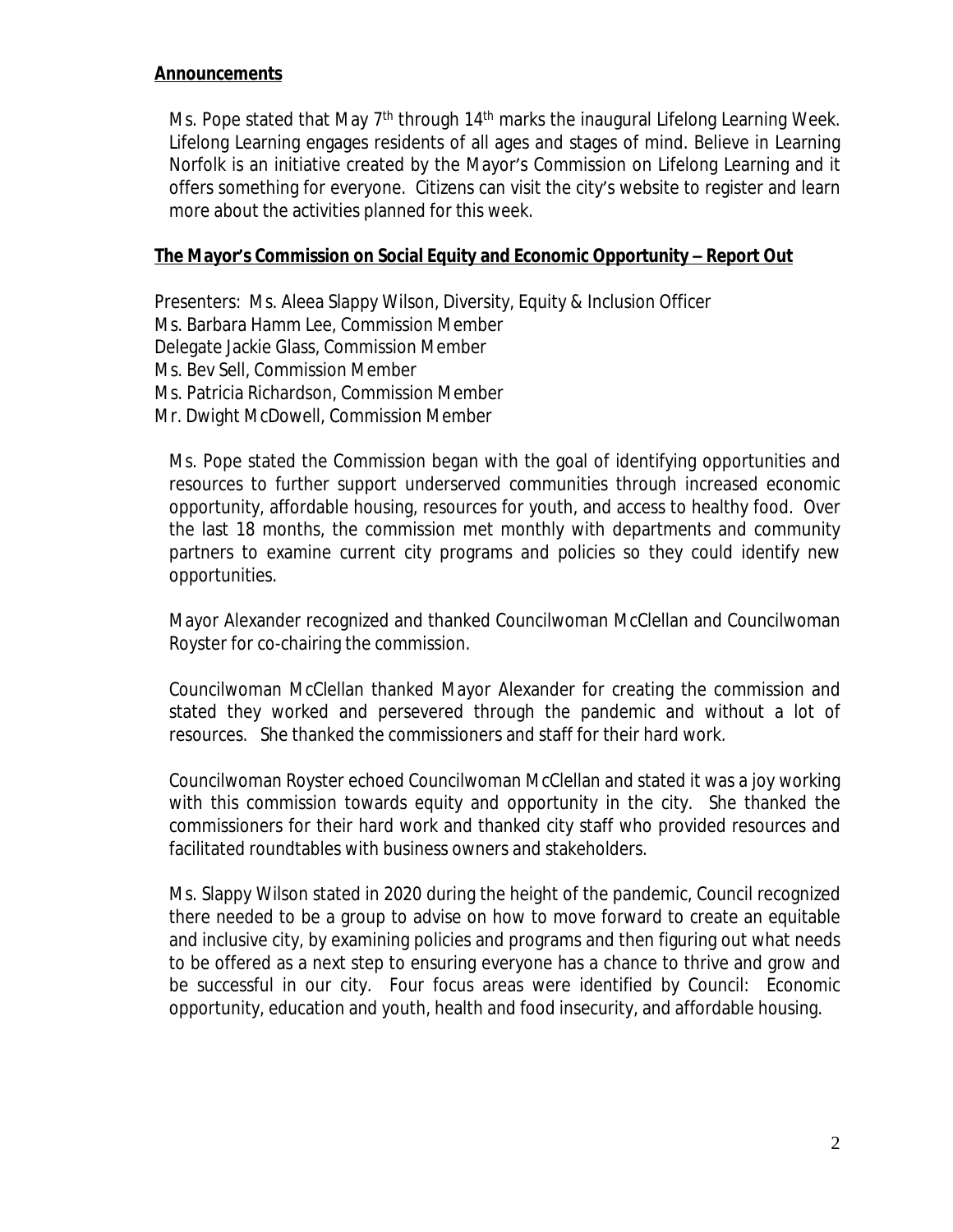**Announcements**

Ms. Pope stated that May 7th through 14th marks the inaugural Lifelong Learning Week. Lifelong Learning engages residents of all ages and stages of mind. Believe in Learning Norfolk is an initiative created by the Mayor's Commission on Lifelong Learning and it offers something for everyone. Citizens can visit the city's website to register and learn more about the activities planned for this week.

**The Mayor's Commission on Social Equity and Economic Opportunity – Report Out**

Presenters: Ms. Aleea Slappy Wilson, Diversity, Equity & Inclusion Officer
Ms. Barbara Hamm Lee, Commission Member
Delegate Jackie Glass, Commission Member
Ms. Bev Sell, Commission Member
Ms. Patricia Richardson, Commission Member
Mr. Dwight McDowell, Commission Member

Ms. Pope stated the Commission began with the goal of identifying opportunities and resources to further support underserved communities through increased economic opportunity, affordable housing, resources for youth, and access to healthy food. Over the last 18 months, the commission met monthly with departments and community partners to examine current city programs and policies so they could identify new opportunities.

Mayor Alexander recognized and thanked Councilwoman McClellan and Councilwoman Royster for co-chairing the commission.

Councilwoman McClellan thanked Mayor Alexander for creating the commission and stated they worked and persevered through the pandemic and without a lot of resources. She thanked the commissioners and staff for their hard work.

Councilwoman Royster echoed Councilwoman McClellan and stated it was a joy working with this commission towards equity and opportunity in the city. She thanked the commissioners for their hard work and thanked city staff who provided resources and facilitated roundtables with business owners and stakeholders.

Ms. Slappy Wilson stated in 2020 during the height of the pandemic, Council recognized there needed to be a group to advise on how to move forward to create an equitable and inclusive city, by examining policies and programs and then figuring out what needs to be offered as a next step to ensuring everyone has a chance to thrive and grow and be successful in our city. Four focus areas were identified by Council: Economic opportunity, education and youth, health and food insecurity, and affordable housing.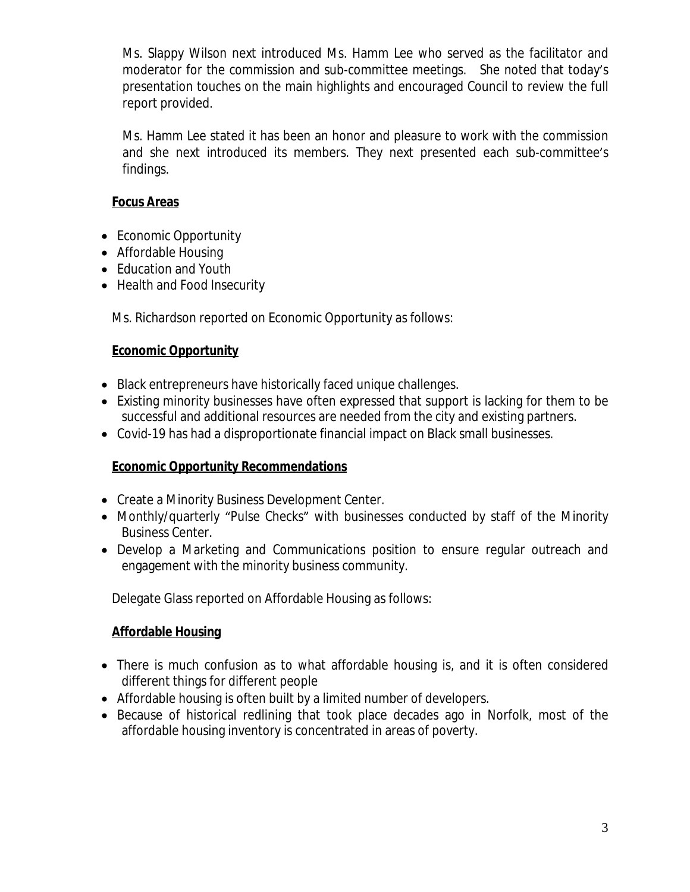Ms. Slappy Wilson next introduced Ms. Hamm Lee who served as the facilitator and moderator for the commission and sub-committee meetings. She noted that today's presentation touches on the main highlights and encouraged Council to review the full report provided.

Ms. Hamm Lee stated it has been an honor and pleasure to work with the commission and she next introduced its members. They next presented each sub-committee's findings.

**Focus Areas**

- Economic Opportunity
- Affordable Housing
- Education and Youth
- Health and Food Insecurity

Ms. Richardson reported on Economic Opportunity as follows:

**Economic Opportunity**

- Black entrepreneurs have historically faced unique challenges.
- Existing minority businesses have often expressed that support is lacking for them to be successful and additional resources are needed from the city and existing partners.
- Covid-19 has had a disproportionate financial impact on Black small businesses.

**Economic Opportunity Recommendations**

- Create a Minority Business Development Center.
- Monthly/quarterly "Pulse Checks" with businesses conducted by staff of the Minority Business Center.
- Develop a Marketing and Communications position to ensure regular outreach and engagement with the minority business community.

Delegate Glass reported on Affordable Housing as follows:

**Affordable Housing**

- There is much confusion as to what affordable housing is, and it is often considered different things for different people
- Affordable housing is often built by a limited number of developers.
- Because of historical redlining that took place decades ago in Norfolk, most of the affordable housing inventory is concentrated in areas of poverty.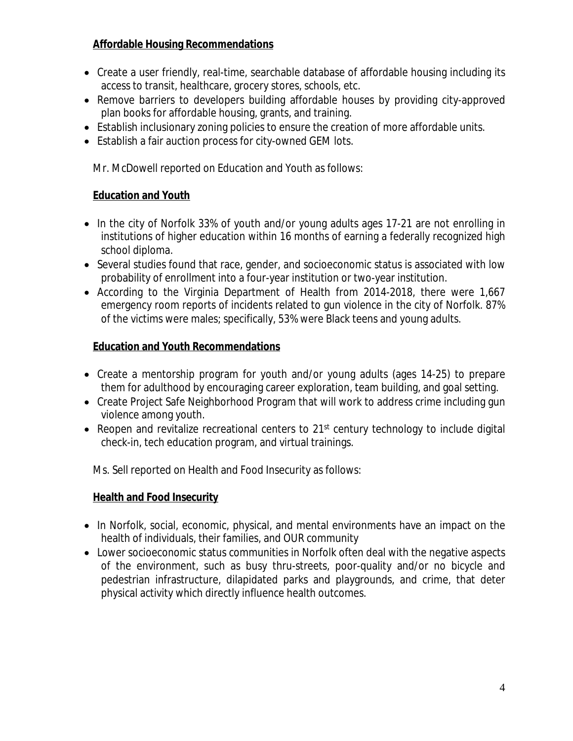**Affordable Housing Recommendations**

- Create a user friendly, real-time, searchable database of affordable housing including its access to transit, healthcare, grocery stores, schools, etc.
- Remove barriers to developers building affordable houses by providing city-approved plan books for affordable housing, grants, and training.
- Establish inclusionary zoning policies to ensure the creation of more affordable units.
- Establish a fair auction process for city-owned GEM lots.

Mr. McDowell reported on Education and Youth as follows:

**Education and Youth**

- In the city of Norfolk 33% of youth and/or young adults ages 17-21 are not enrolling in institutions of higher education within 16 months of earning a federally recognized high school diploma.
- Several studies found that race, gender, and socioeconomic status is associated with low probability of enrollment into a four-year institution or two-year institution.
- According to the Virginia Department of Health from 2014-2018, there were 1,667 emergency room reports of incidents related to gun violence in the city of Norfolk. 87% of the victims were males; specifically, 53% were Black teens and young adults.

**Education and Youth Recommendations**

- Create a mentorship program for youth and/or young adults (ages 14-25) to prepare them for adulthood by encouraging career exploration, team building, and goal setting.
- Create Project Safe Neighborhood Program that will work to address crime including gun violence among youth.
- Reopen and revitalize recreational centers to 21st century technology to include digital check-in, tech education program, and virtual trainings.

Ms. Sell reported on Health and Food Insecurity as follows:

**Health and Food Insecurity**

- In Norfolk, social, economic, physical, and mental environments have an impact on the health of individuals, their families, and OUR community
- Lower socioeconomic status communities in Norfolk often deal with the negative aspects of the environment, such as busy thru-streets, poor-quality and/or no bicycle and pedestrian infrastructure, dilapidated parks and playgrounds, and crime, that deter physical activity which directly influence health outcomes.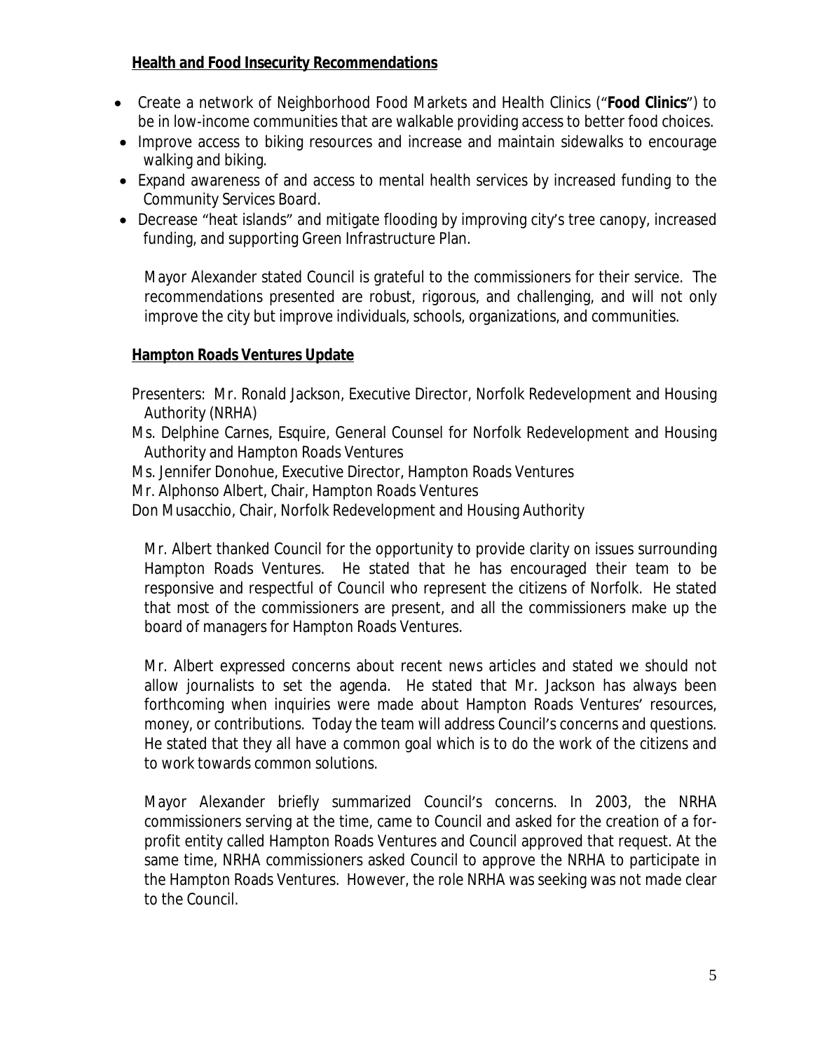**Health and Food Insecurity Recommendations**

- Create a network of Neighborhood Food Markets and Health Clinics ("**Food Clinics**") to be in low-income communities that are walkable providing access to better food choices.
- Improve access to biking resources and increase and maintain sidewalks to encourage walking and biking.
- Expand awareness of and access to mental health services by increased funding to the Community Services Board.
- Decrease "heat islands" and mitigate flooding by improving city's tree canopy, increased funding, and supporting Green Infrastructure Plan.

Mayor Alexander stated Council is grateful to the commissioners for their service. The recommendations presented are robust, rigorous, and challenging, and will not only improve the city but improve individuals, schools, organizations, and communities.

**Hampton Roads Ventures Update**

Presenters: Mr. Ronald Jackson, Executive Director, Norfolk Redevelopment and Housing Authority (NRHA)
Ms. Delphine Carnes, Esquire, General Counsel for Norfolk Redevelopment and Housing Authority and Hampton Roads Ventures
Ms. Jennifer Donohue, Executive Director, Hampton Roads Ventures
Mr. Alphonso Albert, Chair, Hampton Roads Ventures
Don Musacchio, Chair, Norfolk Redevelopment and Housing Authority

Mr. Albert thanked Council for the opportunity to provide clarity on issues surrounding Hampton Roads Ventures. He stated that he has encouraged their team to be responsive and respectful of Council who represent the citizens of Norfolk. He stated that most of the commissioners are present, and all the commissioners make up the board of managers for Hampton Roads Ventures.

Mr. Albert expressed concerns about recent news articles and stated we should not allow journalists to set the agenda. He stated that Mr. Jackson has always been forthcoming when inquiries were made about Hampton Roads Ventures' resources, money, or contributions. Today the team will address Council's concerns and questions. He stated that they all have a common goal which is to do the work of the citizens and to work towards common solutions.

Mayor Alexander briefly summarized Council's concerns. In 2003, the NRHA commissioners serving at the time, came to Council and asked for the creation of a for-profit entity called Hampton Roads Ventures and Council approved that request. At the same time, NRHA commissioners asked Council to approve the NRHA to participate in the Hampton Roads Ventures. However, the role NRHA was seeking was not made clear to the Council.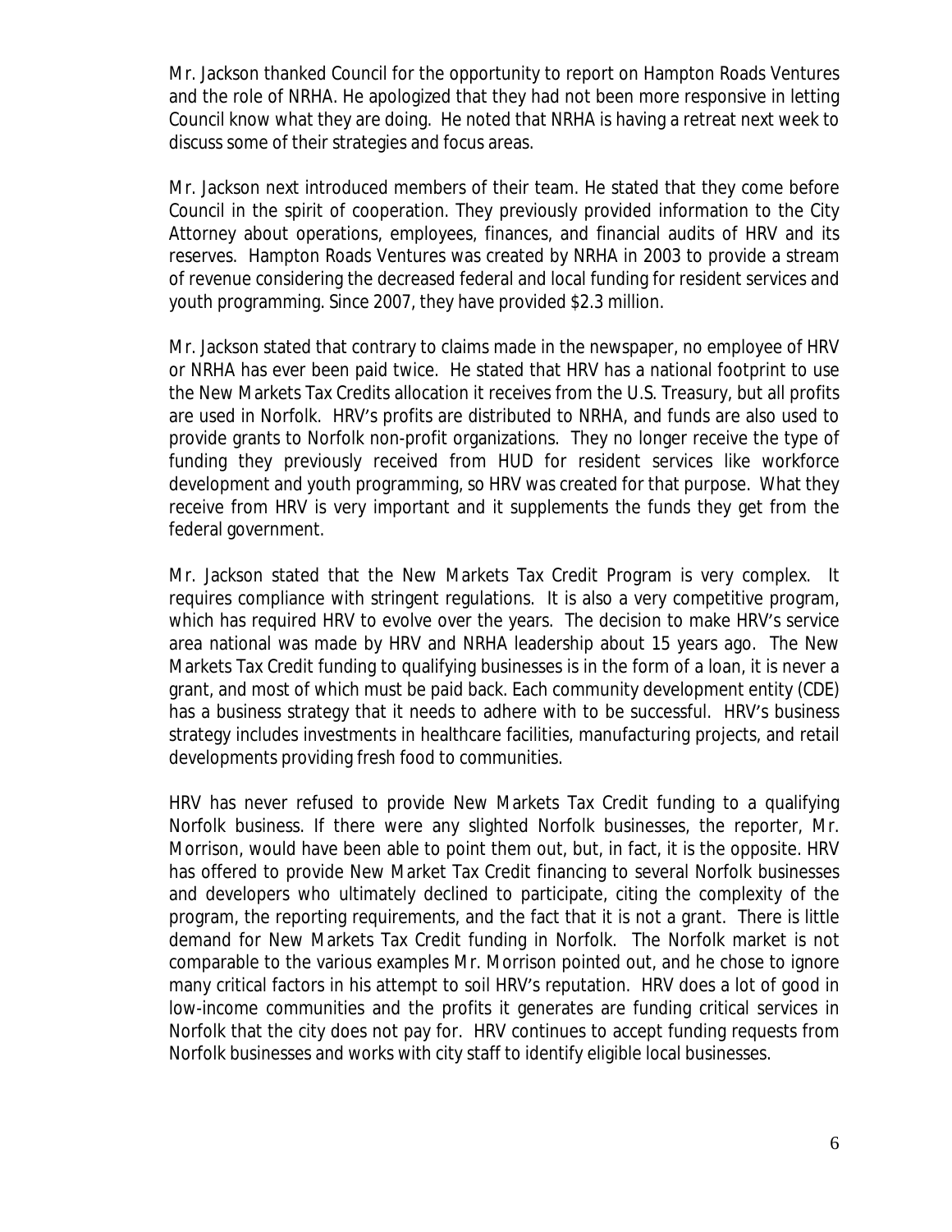Mr. Jackson thanked Council for the opportunity to report on Hampton Roads Ventures and the role of NRHA. He apologized that they had not been more responsive in letting Council know what they are doing. He noted that NRHA is having a retreat next week to discuss some of their strategies and focus areas.

Mr. Jackson next introduced members of their team. He stated that they come before Council in the spirit of cooperation. They previously provided information to the City Attorney about operations, employees, finances, and financial audits of HRV and its reserves. Hampton Roads Ventures was created by NRHA in 2003 to provide a stream of revenue considering the decreased federal and local funding for resident services and youth programming. Since 2007, they have provided $2.3 million.

Mr. Jackson stated that contrary to claims made in the newspaper, no employee of HRV or NRHA has ever been paid twice. He stated that HRV has a national footprint to use the New Markets Tax Credits allocation it receives from the U.S. Treasury, but all profits are used in Norfolk. HRV's profits are distributed to NRHA, and funds are also used to provide grants to Norfolk non-profit organizations. They no longer receive the type of funding they previously received from HUD for resident services like workforce development and youth programming, so HRV was created for that purpose. What they receive from HRV is very important and it supplements the funds they get from the federal government.

Mr. Jackson stated that the New Markets Tax Credit Program is very complex. It requires compliance with stringent regulations. It is also a very competitive program, which has required HRV to evolve over the years. The decision to make HRV's service area national was made by HRV and NRHA leadership about 15 years ago. The New Markets Tax Credit funding to qualifying businesses is in the form of a loan, it is never a grant, and most of which must be paid back. Each community development entity (CDE) has a business strategy that it needs to adhere with to be successful. HRV's business strategy includes investments in healthcare facilities, manufacturing projects, and retail developments providing fresh food to communities.

HRV has never refused to provide New Markets Tax Credit funding to a qualifying Norfolk business. If there were any slighted Norfolk businesses, the reporter, Mr. Morrison, would have been able to point them out, but, in fact, it is the opposite. HRV has offered to provide New Market Tax Credit financing to several Norfolk businesses and developers who ultimately declined to participate, citing the complexity of the program, the reporting requirements, and the fact that it is not a grant. There is little demand for New Markets Tax Credit funding in Norfolk. The Norfolk market is not comparable to the various examples Mr. Morrison pointed out, and he chose to ignore many critical factors in his attempt to soil HRV's reputation. HRV does a lot of good in low-income communities and the profits it generates are funding critical services in Norfolk that the city does not pay for. HRV continues to accept funding requests from Norfolk businesses and works with city staff to identify eligible local businesses.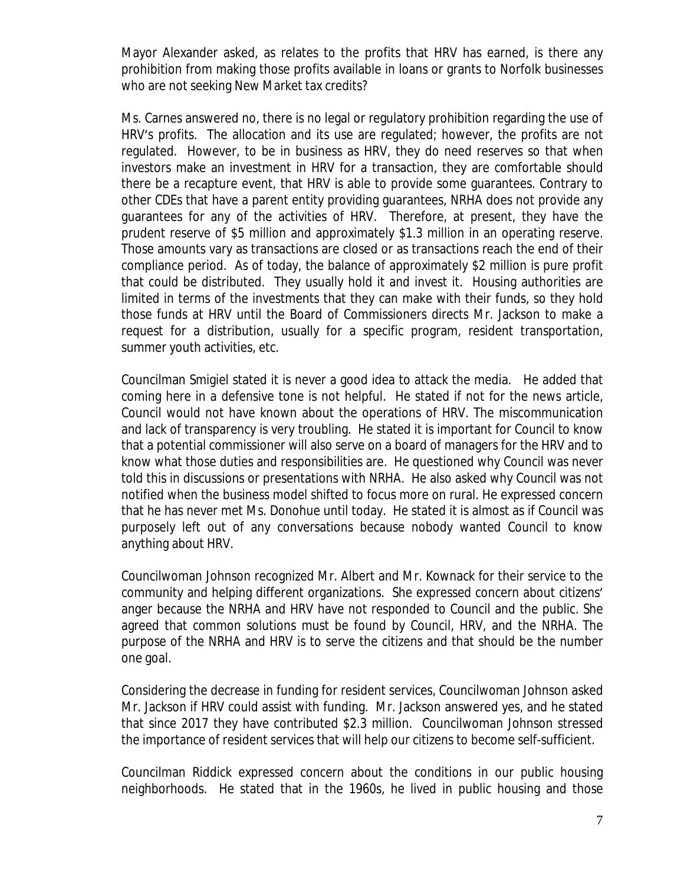Mayor Alexander asked, as relates to the profits that HRV has earned, is there any prohibition from making those profits available in loans or grants to Norfolk businesses who are not seeking New Market tax credits?

Ms. Carnes answered no, there is no legal or regulatory prohibition regarding the use of HRV's profits. The allocation and its use are regulated; however, the profits are not regulated. However, to be in business as HRV, they do need reserves so that when investors make an investment in HRV for a transaction, they are comfortable should there be a recapture event, that HRV is able to provide some guarantees. Contrary to other CDEs that have a parent entity providing guarantees, NRHA does not provide any guarantees for any of the activities of HRV. Therefore, at present, they have the prudent reserve of $5 million and approximately $1.3 million in an operating reserve. Those amounts vary as transactions are closed or as transactions reach the end of their compliance period. As of today, the balance of approximately $2 million is pure profit that could be distributed. They usually hold it and invest it. Housing authorities are limited in terms of the investments that they can make with their funds, so they hold those funds at HRV until the Board of Commissioners directs Mr. Jackson to make a request for a distribution, usually for a specific program, resident transportation, summer youth activities, etc.

Councilman Smigiel stated it is never a good idea to attack the media. He added that coming here in a defensive tone is not helpful. He stated if not for the news article, Council would not have known about the operations of HRV. The miscommunication and lack of transparency is very troubling. He stated it is important for Council to know that a potential commissioner will also serve on a board of managers for the HRV and to know what those duties and responsibilities are. He questioned why Council was never told this in discussions or presentations with NRHA. He also asked why Council was not notified when the business model shifted to focus more on rural. He expressed concern that he has never met Ms. Donohue until today. He stated it is almost as if Council was purposely left out of any conversations because nobody wanted Council to know anything about HRV.

Councilwoman Johnson recognized Mr. Albert and Mr. Kownack for their service to the community and helping different organizations. She expressed concern about citizens' anger because the NRHA and HRV have not responded to Council and the public. She agreed that common solutions must be found by Council, HRV, and the NRHA. The purpose of the NRHA and HRV is to serve the citizens and that should be the number one goal.

Considering the decrease in funding for resident services, Councilwoman Johnson asked Mr. Jackson if HRV could assist with funding. Mr. Jackson answered yes, and he stated that since 2017 they have contributed $2.3 million. Councilwoman Johnson stressed the importance of resident services that will help our citizens to become self-sufficient.

Councilman Riddick expressed concern about the conditions in our public housing neighborhoods. He stated that in the 1960s, he lived in public housing and those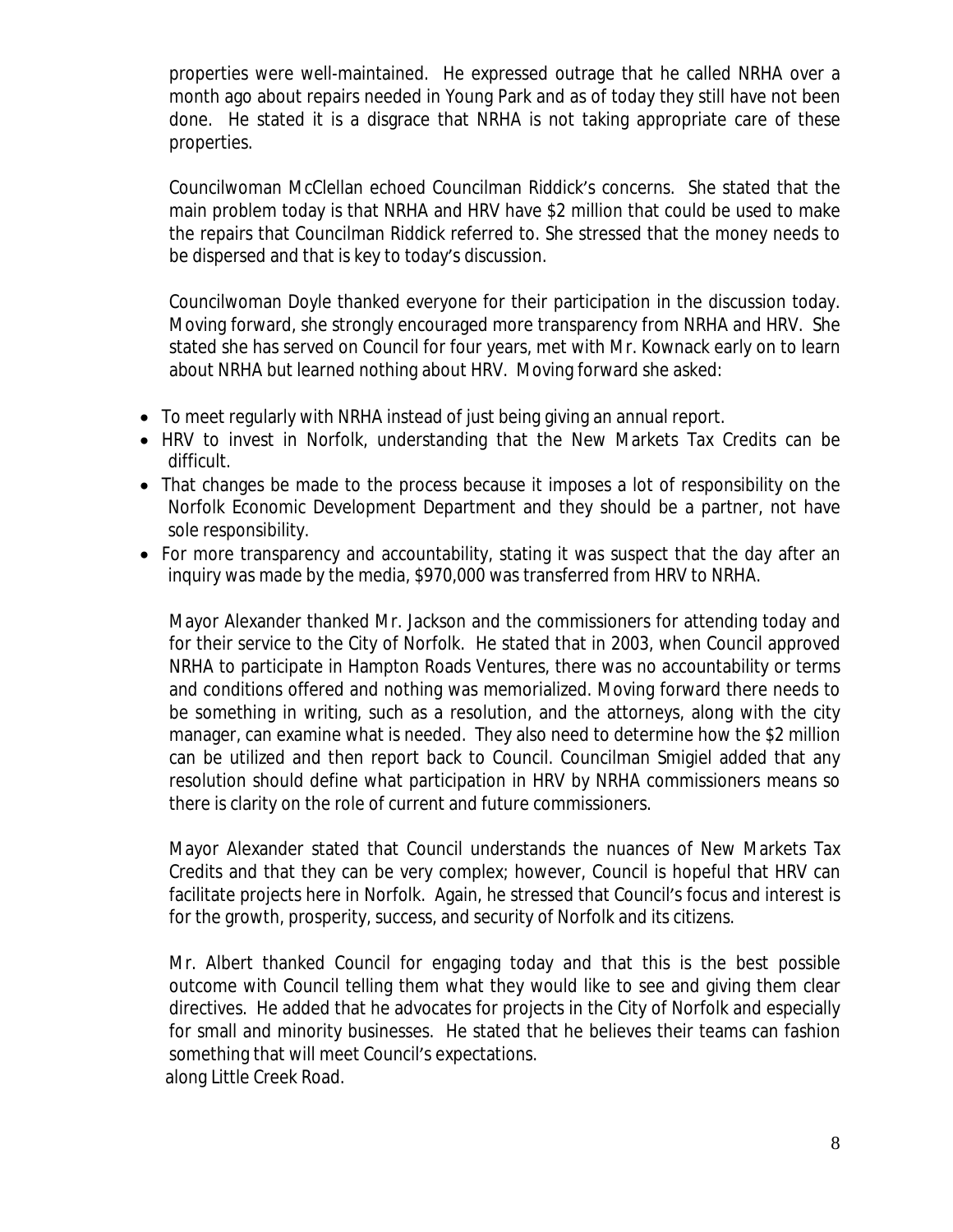properties were well-maintained. He expressed outrage that he called NRHA over a month ago about repairs needed in Young Park and as of today they still have not been done. He stated it is a disgrace that NRHA is not taking appropriate care of these properties.

Councilwoman McClellan echoed Councilman Riddick's concerns. She stated that the main problem today is that NRHA and HRV have $2 million that could be used to make the repairs that Councilman Riddick referred to. She stressed that the money needs to be dispersed and that is key to today's discussion.

Councilwoman Doyle thanked everyone for their participation in the discussion today. Moving forward, she strongly encouraged more transparency from NRHA and HRV. She stated she has served on Council for four years, met with Mr. Kownack early on to learn about NRHA but learned nothing about HRV. Moving forward she asked:

- To meet regularly with NRHA instead of just being giving an annual report.
- HRV to invest in Norfolk, understanding that the New Markets Tax Credits can be difficult.
- That changes be made to the process because it imposes a lot of responsibility on the Norfolk Economic Development Department and they should be a partner, not have sole responsibility.
- For more transparency and accountability, stating it was suspect that the day after an inquiry was made by the media, $970,000 was transferred from HRV to NRHA.

Mayor Alexander thanked Mr. Jackson and the commissioners for attending today and for their service to the City of Norfolk. He stated that in 2003, when Council approved NRHA to participate in Hampton Roads Ventures, there was no accountability or terms and conditions offered and nothing was memorialized. Moving forward there needs to be something in writing, such as a resolution, and the attorneys, along with the city manager, can examine what is needed. They also need to determine how the $2 million can be utilized and then report back to Council. Councilman Smigiel added that any resolution should define what participation in HRV by NRHA commissioners means so there is clarity on the role of current and future commissioners.

Mayor Alexander stated that Council understands the nuances of New Markets Tax Credits and that they can be very complex; however, Council is hopeful that HRV can facilitate projects here in Norfolk. Again, he stressed that Council's focus and interest is for the growth, prosperity, success, and security of Norfolk and its citizens.

Mr. Albert thanked Council for engaging today and that this is the best possible outcome with Council telling them what they would like to see and giving them clear directives. He added that he advocates for projects in the City of Norfolk and especially for small and minority businesses. He stated that he believes their teams can fashion something that will meet Council's expectations.
along Little Creek Road.